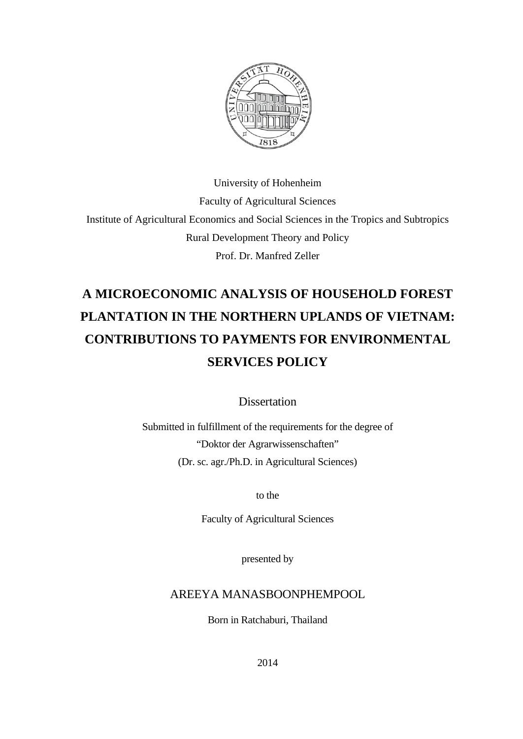University of Hohenheim

Faculty of Agricultural Sciences

Institute of Agricultural Economics and Social Sciences in the Tropics and Subtropics

Rural Development Theory and Policy

Prof. Dr. Manfred Zeller

# A MICROECONOMIC ANALYSIS OF HOUSEHOLD FOREST PLANTATION IN THE NORTHERN UPLANDS OF VIETNAM: CONTRIBUTIONS TO PAYMENTS FOR ENVIRONMENTAL SERVICES POLICY

Dissertation

Submitted in fulfillment of the requirements for the degree of

"Doktor der Agrarwissenschaften"

(Dr. sc. agr./Ph.D. in Agricultural Sciences)

to the

Faculty of Agricultural Sciences

presented by

AREEYA MANASBOONPHEMPOOL

Born in Ratchaburi, Thailand

2014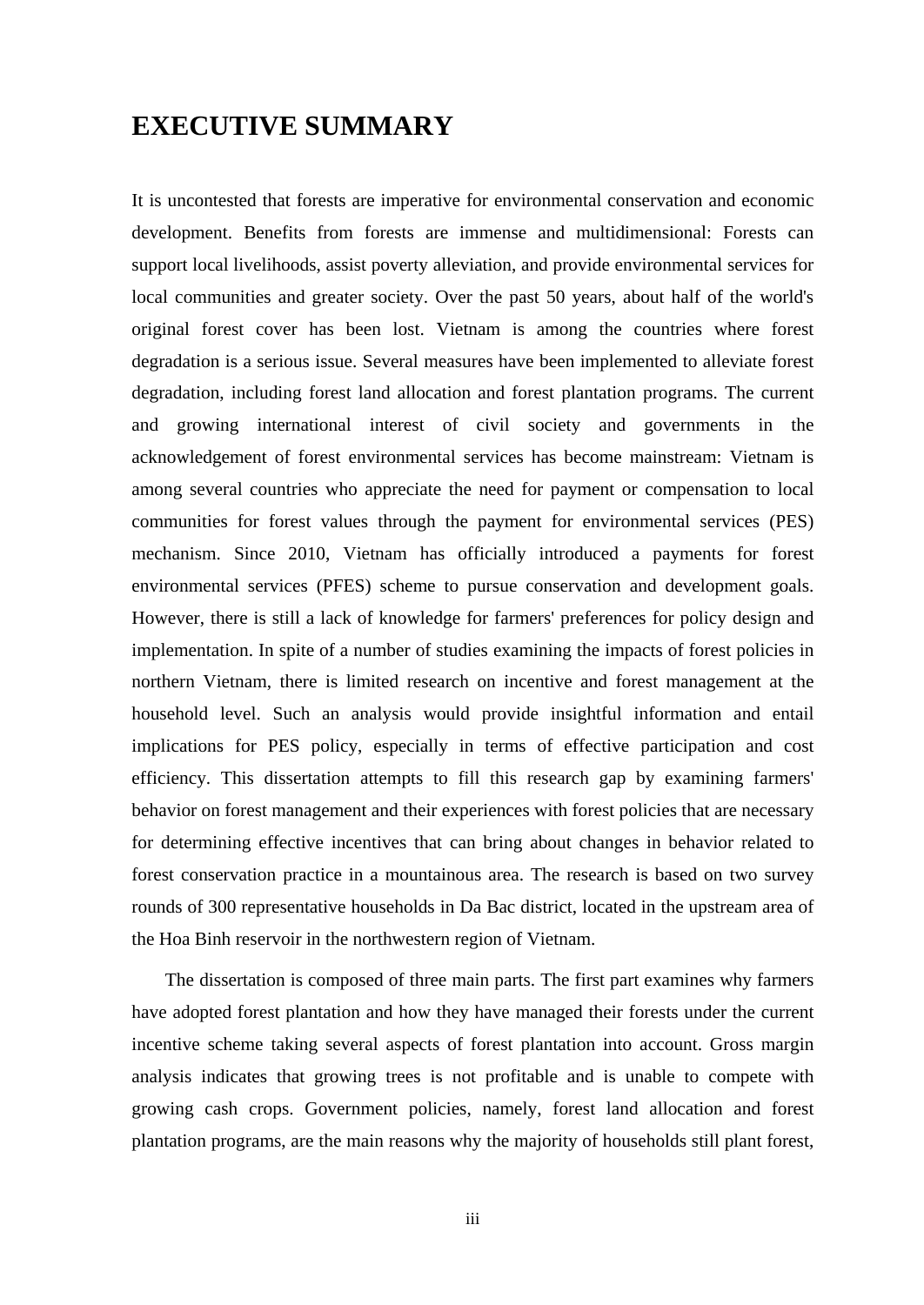# EXECUTIVE SUMMARY

It is uncontested that forests are imperative for environmental conservation and economic development. Benefits from forests are immense and multidimensional: Forests can support local livelihoods, assist poverty alleviation, and provide environmental services for local communities and greater society. Over the past 50 years, about half of the world's original forest cover has been lost. Vietnam is among the countries where forest degradation is a serious issue. Several measures have been implemented to alleviate forest degradation, including forest land allocation and forest plantation programs. The current and growing international interest of civil society and governments in the acknowledgement of forest environmental services has become mainstream: Vietnam is among several countries who appreciate the need for payment or compensation to local communities for forest values through the payment for environmental services (PES) mechanism. Since 2010, Vietnam has officially introduced a payments for forest environmental services (PFES) scheme to pursue conservation and development goals. However, there is still a lack of knowledge for farmers' preferences for policy design and implementation. In spite of a number of studies examining the impacts of forest policies in northern Vietnam, there is limited research on incentive and forest management at the household level. Such an analysis would provide insightful information and entail implications for PES policy, especially in terms of effective participation and cost efficiency. This dissertation attempts to fill this research gap by examining farmers' behavior on forest management and their experiences with forest policies that are necessary for determining effective incentives that can bring about changes in behavior related to forest conservation practice in a mountainous area. The research is based on two survey rounds of 300 representative households in Da Bac district, located in the upstream area of the Hoa Binh reservoir in the northwestern region of Vietnam.

The dissertation is composed of three main parts. The first part examines why farmers have adopted forest plantation and how they have managed their forests under the current incentive scheme taking several aspects of forest plantation into account. Gross margin analysis indicates that growing trees is not profitable and is unable to compete with growing cash crops. Government policies, namely, forest land allocation and forest plantation programs, are the main reasons why the majority of households still plant forest,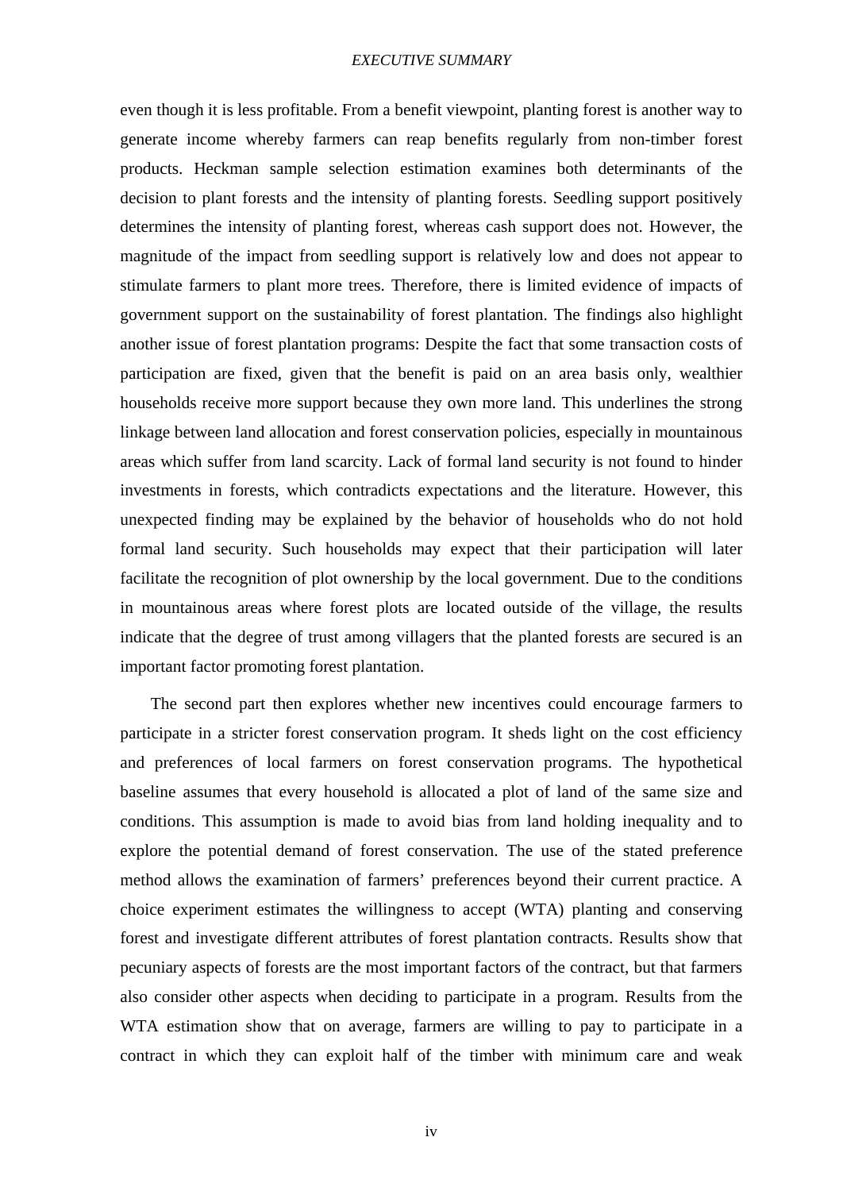even though it is less profitable. From a benefit viewpoint, planting forest is another way to generate income whereby farmers can reap benefits regularly from non-timber forest products. Heckman sample selection estimation examines both determinants of the decision to plant forests and the intensity of planting forests. Seedling support positively determines the intensity of planting forest, whereas cash support does not. However, the magnitude of the impact from seedling support is relatively low and does not appear to stimulate farmers to plant more trees. Therefore, there is limited evidence of impacts of government support on the sustainability of forest plantation. The findings also highlight another issue of forest plantation programs: Despite the fact that some transaction costs of participation are fixed, given that the benefit is paid on an area basis only, wealthier households receive more support because they own more land. This underlines the strong linkage between land allocation and forest conservation policies, especially in mountainous areas which suffer from land scarcity. Lack of formal land security is not found to hinder investments in forests, which contradicts expectations and the literature. However, this unexpected finding may be explained by the behavior of households who do not hold formal land security. Such households may expect that their participation will later facilitate the recognition of plot ownership by the local government. Due to the conditions in mountainous areas where forest plots are located outside of the village, the results indicate that the degree of trust among villagers that the planted forests are secured is an important factor promoting forest plantation.

The second part then explores whether new incentives could encourage farmers to participate in a stricter forest conservation program. It sheds light on the cost efficiency and preferences of local farmers on forest conservation programs. The hypothetical baseline assumes that every household is allocated a plot of land of the same size and conditions. This assumption is made to avoid bias from land holding inequality and to explore the potential demand of forest conservation. The use of the stated preference method allows the examination of farmers' preferences beyond their current practice. A choice experiment estimates the willingness to accept (WTA) planting and conserving forest and investigate different attributes of forest plantation contracts. Results show that pecuniary aspects of forests are the most important factors of the contract, but that farmers also consider other aspects when deciding to participate in a program. Results from the WTA estimation show that on average, farmers are willing to pay to participate in a contract in which they can exploit half of the timber with minimum care and weak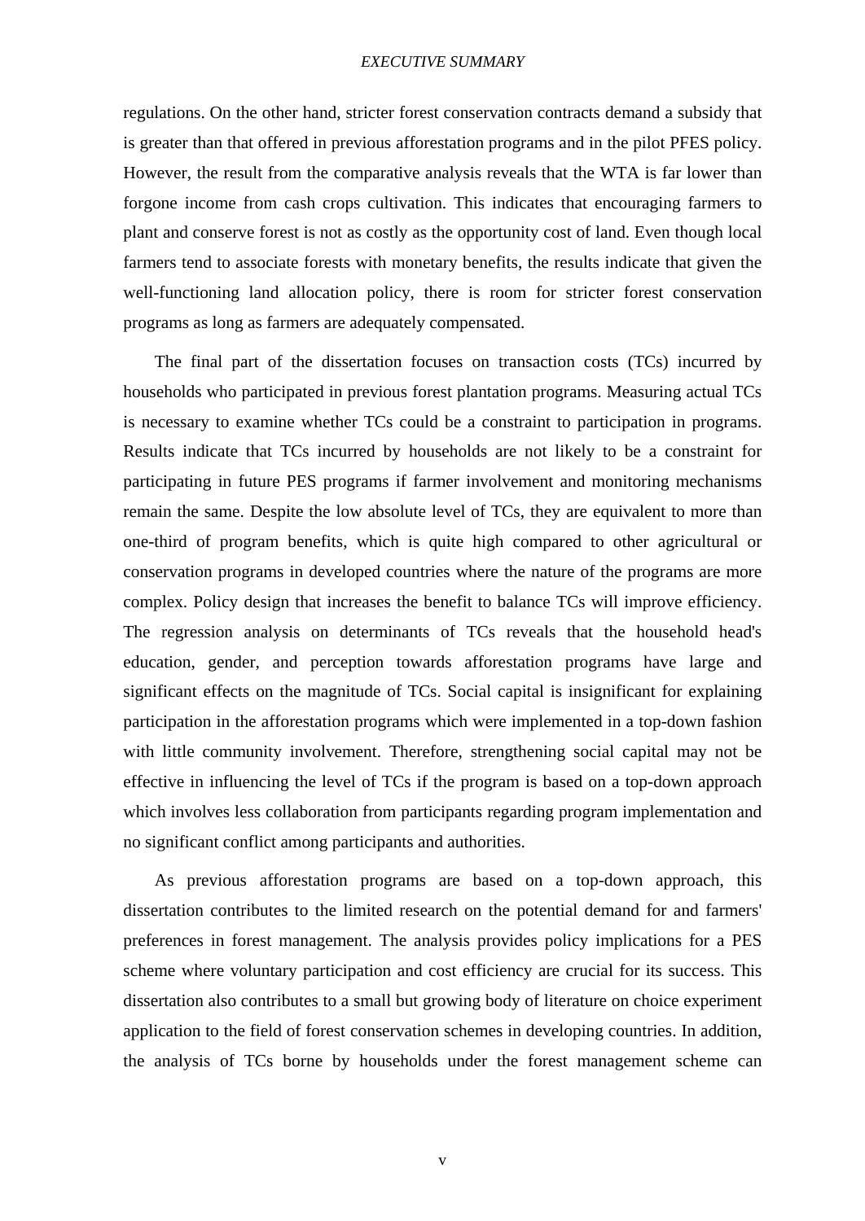regulations. On the other hand, stricter forest conservation contracts demand a subsidy that is greater than that offered in previous afforestation programs and in the pilot PFES policy. However, the result from the comparative analysis reveals that the WTA is far lower than forgone income from cash crops cultivation. This indicates that encouraging farmers to plant and conserve forest is not as costly as the opportunity cost of land. Even though local farmers tend to associate forests with monetary benefits, the results indicate that given the well-functioning land allocation policy, there is room for stricter forest conservation programs as long as farmers are adequately compensated.

The final part of the dissertation focuses on transaction costs (TCs) incurred by households who participated in previous forest plantation programs. Measuring actual TCs is necessary to examine whether TCs could be a constraint to participation in programs. Results indicate that TCs incurred by households are not likely to be a constraint for participating in future PES programs if farmer involvement and monitoring mechanisms remain the same. Despite the low absolute level of TCs, they are equivalent to more than one-third of program benefits, which is quite high compared to other agricultural or conservation programs in developed countries where the nature of the programs are more complex. Policy design that increases the benefit to balance TCs will improve efficiency. The regression analysis on determinants of TCs reveals that the household head's education, gender, and perception towards afforestation programs have large and significant effects on the magnitude of TCs. Social capital is insignificant for explaining participation in the afforestation programs which were implemented in a top-down fashion with little community involvement. Therefore, strengthening social capital may not be effective in influencing the level of TCs if the program is based on a top-down approach which involves less collaboration from participants regarding program implementation and no significant conflict among participants and authorities.

As previous afforestation programs are based on a top-down approach, this dissertation contributes to the limited research on the potential demand for and farmers' preferences in forest management. The analysis provides policy implications for a PES scheme where voluntary participation and cost efficiency are crucial for its success. This dissertation also contributes to a small but growing body of literature on choice experiment application to the field of forest conservation schemes in developing countries. In addition, the analysis of TCs borne by households under the forest management scheme can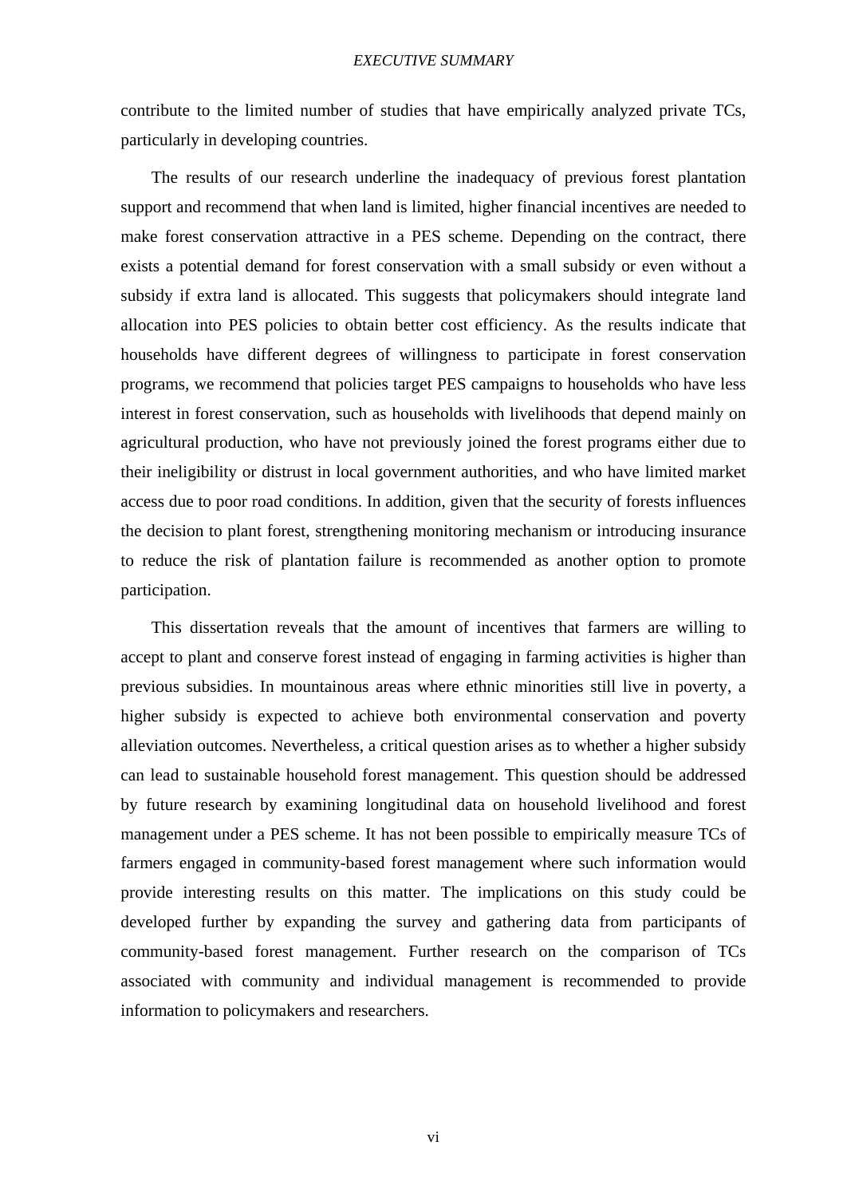contribute to the limited number of studies that have empirically analyzed private TCs, particularly in developing countries.

The results of our research underline the inadequacy of previous forest plantation support and recommend that when land is limited, higher financial incentives are needed to make forest conservation attractive in a PES scheme. Depending on the contract, there exists a potential demand for forest conservation with a small subsidy or even without a subsidy if extra land is allocated. This suggests that policymakers should integrate land allocation into PES policies to obtain better cost efficiency. As the results indicate that households have different degrees of willingness to participate in forest conservation programs, we recommend that policies target PES campaigns to households who have less interest in forest conservation, such as households with livelihoods that depend mainly on agricultural production, who have not previously joined the forest programs either due to their ineligibility or distrust in local government authorities, and who have limited market access due to poor road conditions. In addition, given that the security of forests influences the decision to plant forest, strengthening monitoring mechanism or introducing insurance to reduce the risk of plantation failure is recommended as another option to promote participation.

This dissertation reveals that the amount of incentives that farmers are willing to accept to plant and conserve forest instead of engaging in farming activities is higher than previous subsidies. In mountainous areas where ethnic minorities still live in poverty, a higher subsidy is expected to achieve both environmental conservation and poverty alleviation outcomes. Nevertheless, a critical question arises as to whether a higher subsidy can lead to sustainable household forest management. This question should be addressed by future research by examining longitudinal data on household livelihood and forest management under a PES scheme. It has not been possible to empirically measure TCs of farmers engaged in community-based forest management where such information would provide interesting results on this matter. The implications on this study could be developed further by expanding the survey and gathering data from participants of community-based forest management. Further research on the comparison of TCs associated with community and individual management is recommended to provide information to policymakers and researchers.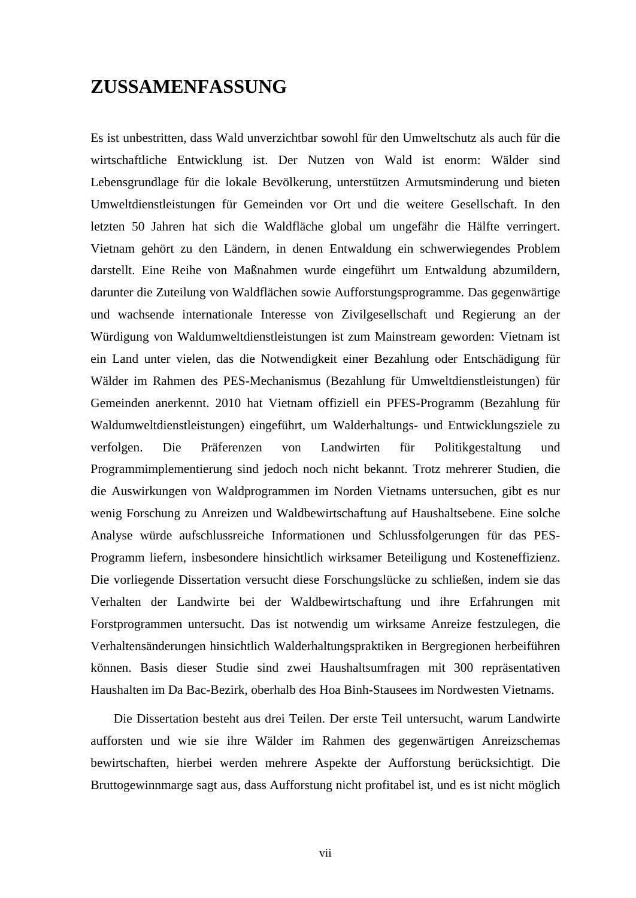# ZUSSAMENFASSUNG

Es ist unbestritten, dass Wald unverzichtbar sowohl für den Umweltschutz als auch für die wirtschaftliche Entwicklung ist. Der Nutzen von Wald ist enorm: Wälder sind Lebensgrundlage für die lokale Bevölkerung, unterstützen Armutsminderung und bieten Umweltdienstleistungen für Gemeinden vor Ort und die weitere Gesellschaft. In den letzten 50 Jahren hat sich die Waldfläche global um ungefähr die Hälfte verringert. Vietnam gehört zu den Ländern, in denen Entwaldung ein schwerwiegendes Problem darstellt. Eine Reihe von Maßnahmen wurde eingeführt um Entwaldung abzumildern, darunter die Zuteilung von Waldflächen sowie Aufforstungsprogramme. Das gegenwärtige und wachsende internationale Interesse von Zivilgesellschaft und Regierung an der Würdigung von Waldumweltdienstleistungen ist zum Mainstream geworden: Vietnam ist ein Land unter vielen, das die Notwendigkeit einer Bezahlung oder Entschädigung für Wälder im Rahmen des PES-Mechanismus (Bezahlung für Umweltdienstleistungen) für Gemeinden anerkennt. 2010 hat Vietnam offiziell ein PFES-Programm (Bezahlung für Waldumweltdienstleistungen) eingeführt, um Walderhaltungs- und Entwicklungsziele zu verfolgen. Die Präferenzen von Landwirten für Politikgestaltung und Programmimplementierung sind jedoch noch nicht bekannt. Trotz mehrerer Studien, die die Auswirkungen von Waldprogrammen im Norden Vietnams untersuchen, gibt es nur wenig Forschung zu Anreizen und Waldbewirtschaftung auf Haushaltsebene. Eine solche Analyse würde aufschlussreiche Informationen und Schlussfolgerungen für das PES-Programm liefern, insbesondere hinsichtlich wirksamer Beteiligung und Kosteneffizienz. Die vorliegende Dissertation versucht diese Forschungslücke zu schließen, indem sie das Verhalten der Landwirte bei der Waldbewirtschaftung und ihre Erfahrungen mit Forstprogrammen untersucht. Das ist notwendig um wirksame Anreize festzulegen, die Verhaltensänderungen hinsichtlich Walderhaltungspraktiken in Bergregionen herbeiführen können. Basis dieser Studie sind zwei Haushaltsumfragen mit 300 repräsentativen Haushalten im Da Bac-Bezirk, oberhalb des Hoa Binh-Stausees im Nordwesten Vietnams.

Die Dissertation besteht aus drei Teilen. Der erste Teil untersucht, warum Landwirte aufforsten und wie sie ihre Wälder im Rahmen des gegenwärtigen Anreizschemas bewirtschaften, hierbei werden mehrere Aspekte der Aufforstung berücksichtigt. Die Bruttogewinnmarge sagt aus, dass Aufforstung nicht profitabel ist, und es ist nicht möglich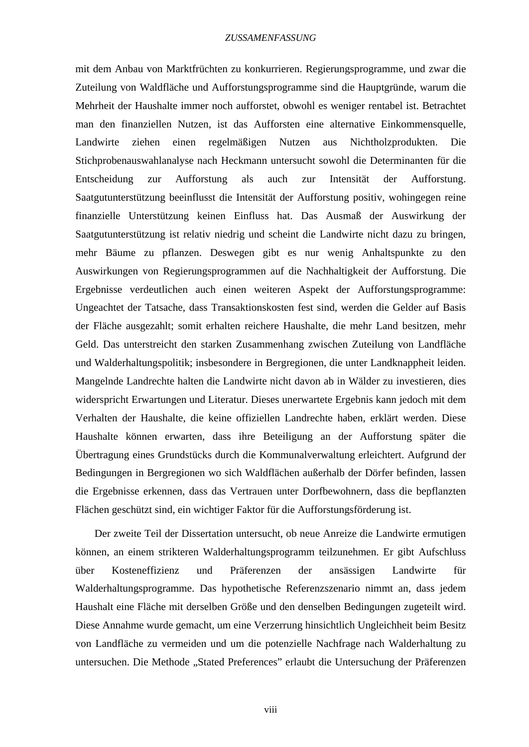mit dem Anbau von Marktfrüchten zu konkurrieren. Regierungsprogramme, und zwar die Zuteilung von Waldfläche und Aufforstungsprogramme sind die Hauptgründe, warum die Mehrheit der Haushalte immer noch aufforstet, obwohl es weniger rentabel ist. Betrachtet man den finanziellen Nutzen, ist das Aufforsten eine alternative Einkommensquelle, Landwirte ziehen einen regelmäßigen Nutzen aus Nichtholzprodukten. Die Stichprobenauswahlanalyse nach Heckmann untersucht sowohl die Determinanten für die Entscheidung zur Aufforstung als auch zur Intensität der Aufforstung. Saatgutunterstützung beeinflusst die Intensität der Aufforstung positiv, wohingegen reine finanzielle Unterstützung keinen Einfluss hat. Das Ausmaß der Auswirkung der Saatgutunterstützung ist relativ niedrig und scheint die Landwirte nicht dazu zu bringen, mehr Bäume zu pflanzen. Deswegen gibt es nur wenig Anhaltspunkte zu den Auswirkungen von Regierungsprogrammen auf die Nachhaltigkeit der Aufforstung. Die Ergebnisse verdeutlichen auch einen weiteren Aspekt der Aufforstungsprogramme: Ungeachtet der Tatsache, dass Transaktionskosten fest sind, werden die Gelder auf Basis der Fläche ausgezahlt; somit erhalten reichere Haushalte, die mehr Land besitzen, mehr Geld. Das unterstreicht den starken Zusammenhang zwischen Zuteilung von Landfläche und Walderhaltungspolitik; insbesondere in Bergregionen, die unter Landknappheit leiden. Mangelnde Landrechte halten die Landwirte nicht davon ab in Wälder zu investieren, dies widerspricht Erwartungen und Literatur. Dieses unerwartete Ergebnis kann jedoch mit dem Verhalten der Haushalte, die keine offiziellen Landrechte haben, erklärt werden. Diese Haushalte können erwarten, dass ihre Beteiligung an der Aufforstung später die Übertragung eines Grundstücks durch die Kommunalverwaltung erleichtert. Aufgrund der Bedingungen in Bergregionen wo sich Waldflächen außerhalb der Dörfer befinden, lassen die Ergebnisse erkennen, dass das Vertrauen unter Dorfbewohnern, dass die bepflanzten Flächen geschützt sind, ein wichtiger Faktor für die Aufforstungsförderung ist.

Der zweite Teil der Dissertation untersucht, ob neue Anreize die Landwirte ermutigen können, an einem strikteren Walderhaltungsprogramm teilzunehmen. Er gibt Aufschluss über Kosteneffizienz und Präferenzen der ansässigen Landwirte für Walderhaltungsprogramme. Das hypothetische Referenzszenario nimmt an, dass jedem Haushalt eine Fläche mit derselben Größe und den denselben Bedingungen zugeteilt wird. Diese Annahme wurde gemacht, um eine Verzerrung hinsichtlich Ungleichheit beim Besitz von Landfläche zu vermeiden und um die potenzielle Nachfrage nach Walderhaltung zu untersuchen. Die Methode „Stated Preferences" erlaubt die Untersuchung der Präferenzen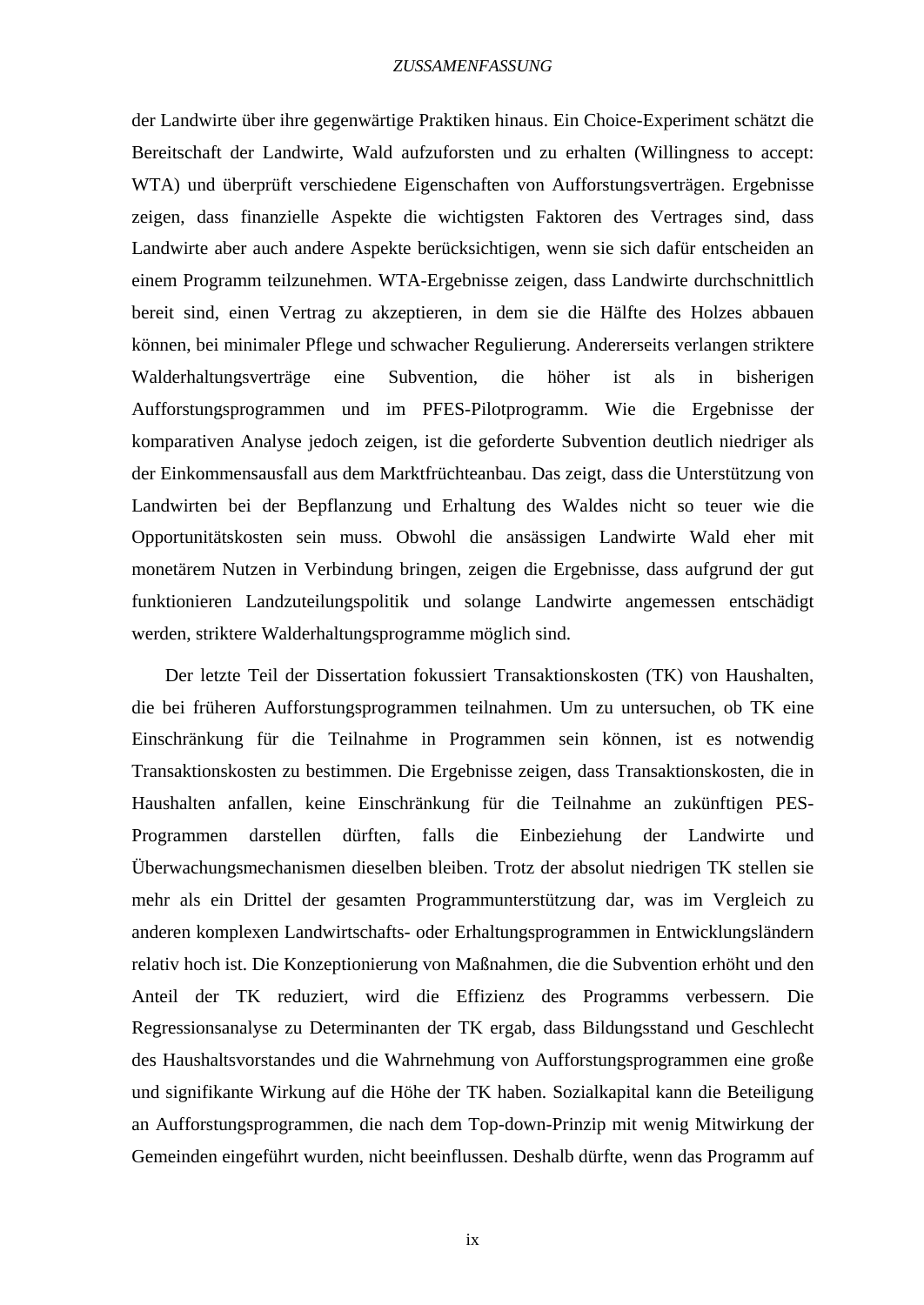der Landwirte über ihre gegenwärtige Praktiken hinaus. Ein Choice-Experiment schätzt die Bereitschaft der Landwirte, Wald aufzuforsten und zu erhalten (Willingness to accept: WTA) und überprüft verschiedene Eigenschaften von Aufforstungsverträgen. Ergebnisse zeigen, dass finanzielle Aspekte die wichtigsten Faktoren des Vertrages sind, dass Landwirte aber auch andere Aspekte berücksichtigen, wenn sie sich dafür entscheiden an einem Programm teilzunehmen. WTA-Ergebnisse zeigen, dass Landwirte durchschnittlich bereit sind, einen Vertrag zu akzeptieren, in dem sie die Hälfte des Holzes abbauen können, bei minimaler Pflege und schwacher Regulierung. Andererseits verlangen striktere Walderhaltungsverträge eine Subvention, die höher ist als in bisherigen Aufforstungsprogrammen und im PFES-Pilotprogramm. Wie die Ergebnisse der komparativen Analyse jedoch zeigen, ist die geforderte Subvention deutlich niedriger als der Einkommensausfall aus dem Marktfrüchteanbau. Das zeigt, dass die Unterstützung von Landwirten bei der Bepflanzung und Erhaltung des Waldes nicht so teuer wie die Opportunitätskosten sein muss. Obwohl die ansässigen Landwirte Wald eher mit monetärem Nutzen in Verbindung bringen, zeigen die Ergebnisse, dass aufgrund der gut funktionieren Landzuteilungspolitik und solange Landwirte angemessen entschädigt werden, striktere Walderhaltungsprogramme möglich sind.

Der letzte Teil der Dissertation fokussiert Transaktionskosten (TK) von Haushalten, die bei früheren Aufforstungsprogrammen teilnahmen. Um zu untersuchen, ob TK eine Einschränkung für die Teilnahme in Programmen sein können, ist es notwendig Transaktionskosten zu bestimmen. Die Ergebnisse zeigen, dass Transaktionskosten, die in Haushalten anfallen, keine Einschränkung für die Teilnahme an zukünftigen PES-Programmen darstellen dürften, falls die Einbeziehung der Landwirte und Überwachungsmechanismen dieselben bleiben. Trotz der absolut niedrigen TK stellen sie mehr als ein Drittel der gesamten Programmunterstützung dar, was im Vergleich zu anderen komplexen Landwirtschafts- oder Erhaltungsprogrammen in Entwicklungsländern relativ hoch ist. Die Konzeptionierung von Maßnahmen, die die Subvention erhöht und den Anteil der TK reduziert, wird die Effizienz des Programms verbessern. Die Regressionsanalyse zu Determinanten der TK ergab, dass Bildungsstand und Geschlecht des Haushaltsvorstandes und die Wahrnehmung von Aufforstungsprogrammen eine große und signifikante Wirkung auf die Höhe der TK haben. Sozialkapital kann die Beteiligung an Aufforstungsprogrammen, die nach dem Top-down-Prinzip mit wenig Mitwirkung der Gemeinden eingeführt wurden, nicht beeinflussen. Deshalb dürfte, wenn das Programm auf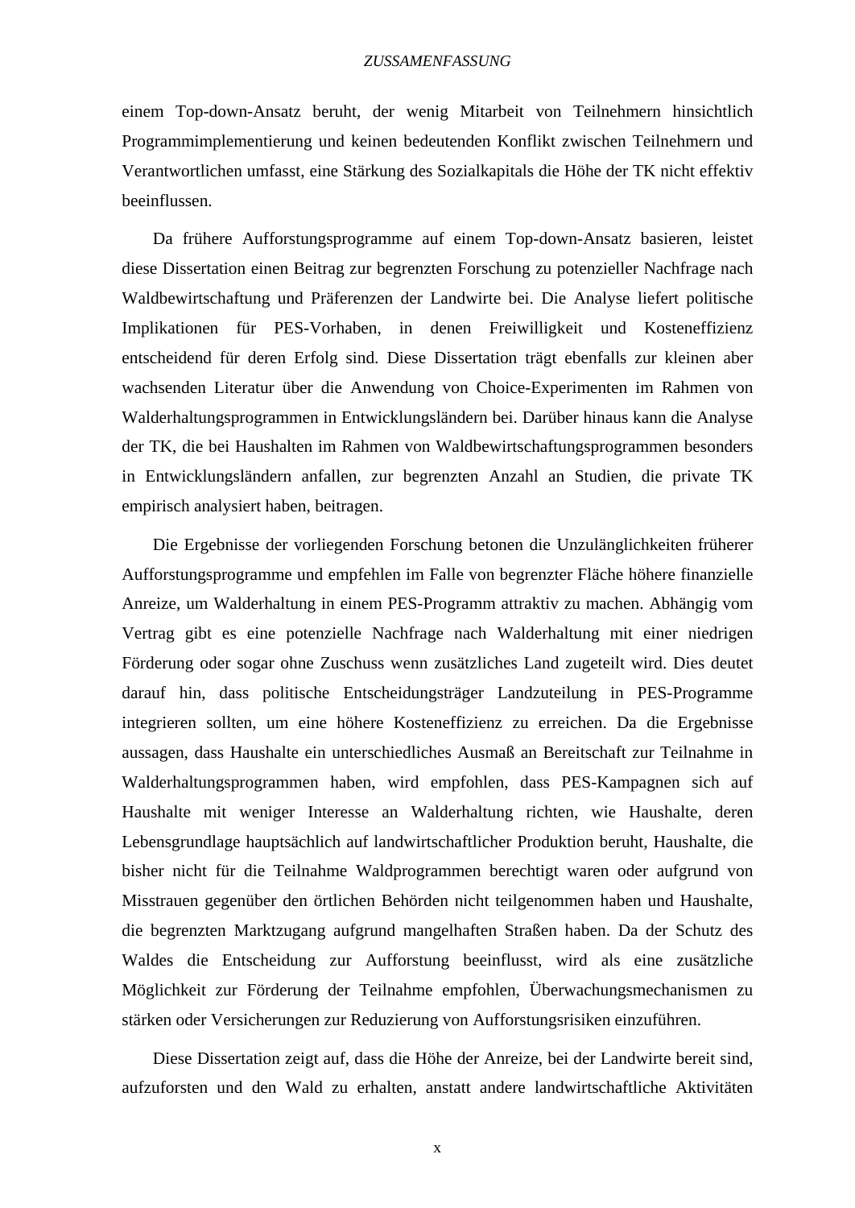einem Top-down-Ansatz beruht, der wenig Mitarbeit von Teilnehmern hinsichtlich Programmimplementierung und keinen bedeutenden Konflikt zwischen Teilnehmern und Verantwortlichen umfasst, eine Stärkung des Sozialkapitals die Höhe der TK nicht effektiv beeinflussen.

Da frühere Aufforstungsprogramme auf einem Top-down-Ansatz basieren, leistet diese Dissertation einen Beitrag zur begrenzten Forschung zu potenzieller Nachfrage nach Waldbewirtschaftung und Präferenzen der Landwirte bei. Die Analyse liefert politische Implikationen für PES-Vorhaben, in denen Freiwilligkeit und Kosteneffizienz entscheidend für deren Erfolg sind. Diese Dissertation trägt ebenfalls zur kleinen aber wachsenden Literatur über die Anwendung von Choice-Experimenten im Rahmen von Walderhaltungsprogrammen in Entwicklungsländern bei. Darüber hinaus kann die Analyse der TK, die bei Haushalten im Rahmen von Waldbewirtschaftungsprogrammen besonders in Entwicklungsländern anfallen, zur begrenzten Anzahl an Studien, die private TK empirisch analysiert haben, beitragen.

Die Ergebnisse der vorliegenden Forschung betonen die Unzulänglichkeiten früherer Aufforstungsprogramme und empfehlen im Falle von begrenzter Fläche höhere finanzielle Anreize, um Walderhaltung in einem PES-Programm attraktiv zu machen. Abhängig vom Vertrag gibt es eine potenzielle Nachfrage nach Walderhaltung mit einer niedrigen Förderung oder sogar ohne Zuschuss wenn zusätzliches Land zugeteilt wird. Dies deutet darauf hin, dass politische Entscheidungsträger Landzuteilung in PES-Programme integrieren sollten, um eine höhere Kosteneffizienz zu erreichen. Da die Ergebnisse aussagen, dass Haushalte ein unterschiedliches Ausmaß an Bereitschaft zur Teilnahme in Walderhaltungsprogrammen haben, wird empfohlen, dass PES-Kampagnen sich auf Haushalte mit weniger Interesse an Walderhaltung richten, wie Haushalte, deren Lebensgrundlage hauptsächlich auf landwirtschaftlicher Produktion beruht, Haushalte, die bisher nicht für die Teilnahme Waldprogrammen berechtigt waren oder aufgrund von Misstrauen gegenüber den örtlichen Behörden nicht teilgenommen haben und Haushalte, die begrenzten Marktzugang aufgrund mangelhaften Straßen haben. Da der Schutz des Waldes die Entscheidung zur Aufforstung beeinflusst, wird als eine zusätzliche Möglichkeit zur Förderung der Teilnahme empfohlen, Überwachungsmechanismen zu stärken oder Versicherungen zur Reduzierung von Aufforstungsrisiken einzuführen.

Diese Dissertation zeigt auf, dass die Höhe der Anreize, bei der Landwirte bereit sind, aufzuforsten und den Wald zu erhalten, anstatt andere landwirtschaftliche Aktivitäten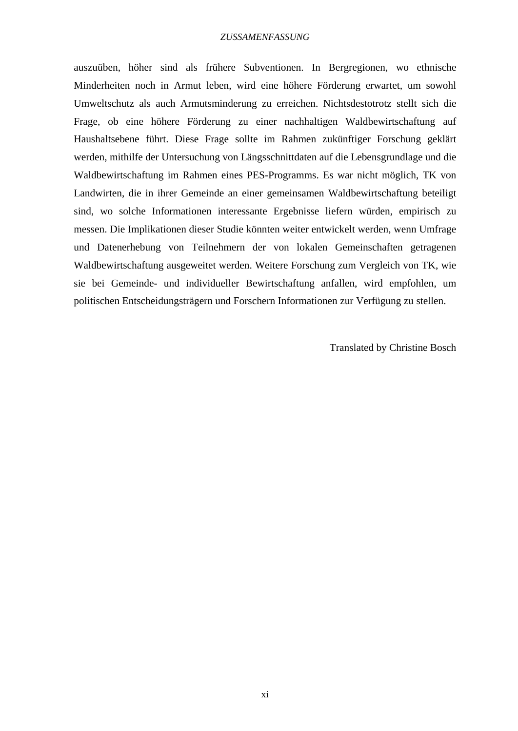auszuüben, höher sind als frühere Subventionen. In Bergregionen, wo ethnische Minderheiten noch in Armut leben, wird eine höhere Förderung erwartet, um sowohl Umweltschutz als auch Armutsminderung zu erreichen. Nichtsdestotrotz stellt sich die Frage, ob eine höhere Förderung zu einer nachhaltigen Waldbewirtschaftung auf Haushaltsebene führt. Diese Frage sollte im Rahmen zukünftiger Forschung geklärt werden, mithilfe der Untersuchung von Längsschnittdaten auf die Lebensgrundlage und die Waldbewirtschaftung im Rahmen eines PES-Programms. Es war nicht möglich, TK von Landwirten, die in ihrer Gemeinde an einer gemeinsamen Waldbewirtschaftung beteiligt sind, wo solche Informationen interessante Ergebnisse liefern würden, empirisch zu messen. Die Implikationen dieser Studie könnten weiter entwickelt werden, wenn Umfrage und Datenerhebung von Teilnehmern der von lokalen Gemeinschaften getragenen Waldbewirtschaftung ausgeweitet werden. Weitere Forschung zum Vergleich von TK, wie sie bei Gemeinde- und individueller Bewirtschaftung anfallen, wird empfohlen, um politischen Entscheidungsträgern und Forschern Informationen zur Verfügung zu stellen.

Translated by Christine Bosch